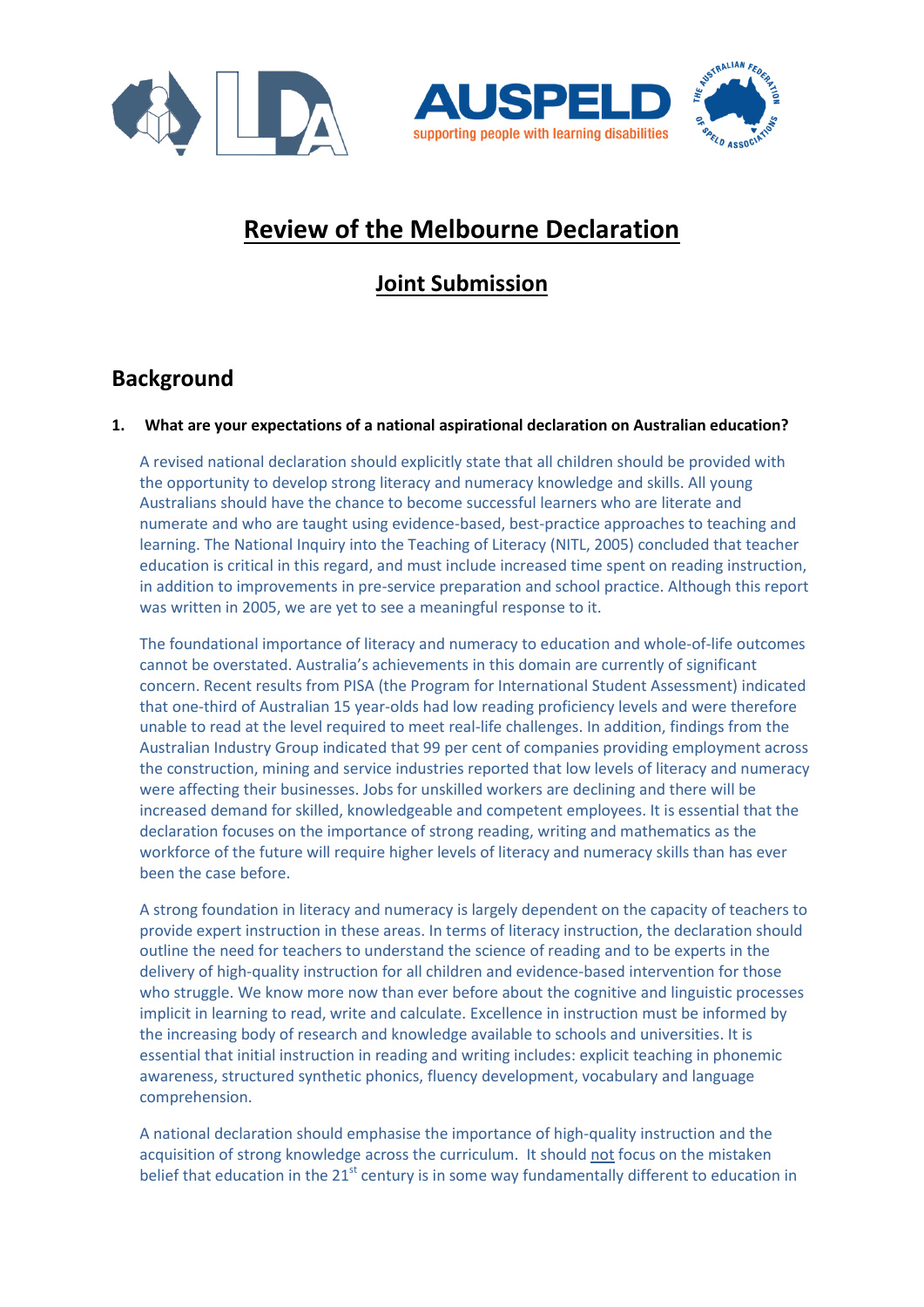# Review of the Melbourne Declaration

## Joint Submission

## Background

**1. What are your expectations of a national aspirational declaration on Australian education?**

A revised national declaration should explicitly state that all children should be provided with the opportunity to develop strong literacy and numeracy knowledge and skills. All young Australians should have the chance to become successful learners who are literate and numerate and who are taught using evidence-based, best-practice approaches to teaching and learning. The National Inquiry into the Teaching of Literacy (NITL, 2005) concluded that teacher education is critical in this regard, and must include increased time spent on reading instruction, in addition to improvements in pre-service preparation and school practice. Although this report was written in 2005, we are yet to see a meaningful response to it.

The foundational importance of literacy and numeracy to education and whole-of-life outcomes cannot be overstated. Australia's achievements in this domain are currently of significant concern. Recent results from PISA (the Program for International Student Assessment) indicated that one-third of Australian 15 year-olds had low reading proficiency levels and were therefore unable to read at the level required to meet real-life challenges. In addition, findings from the Australian Industry Group indicated that 99 per cent of companies providing employment across the construction, mining and service industries reported that low levels of literacy and numeracy were affecting their businesses. Jobs for unskilled workers are declining and there will be increased demand for skilled, knowledgeable and competent employees. It is essential that the declaration focuses on the importance of strong reading, writing and mathematics as the workforce of the future will require higher levels of literacy and numeracy skills than has ever been the case before.

A strong foundation in literacy and numeracy is largely dependent on the capacity of teachers to provide expert instruction in these areas. In terms of literacy instruction, the declaration should outline the need for teachers to understand the science of reading and to be experts in the delivery of high-quality instruction for all children and evidence-based intervention for those who struggle. We know more now than ever before about the cognitive and linguistic processes implicit in learning to read, write and calculate. Excellence in instruction must be informed by the increasing body of research and knowledge available to schools and universities. It is essential that initial instruction in reading and writing includes: explicit teaching in phonemic awareness, structured synthetic phonics, fluency development, vocabulary and language comprehension.

A national declaration should emphasise the importance of high-quality instruction and the acquisition of strong knowledge across the curriculum. It should not focus on the mistaken belief that education in the 21st century is in some way fundamentally different to education in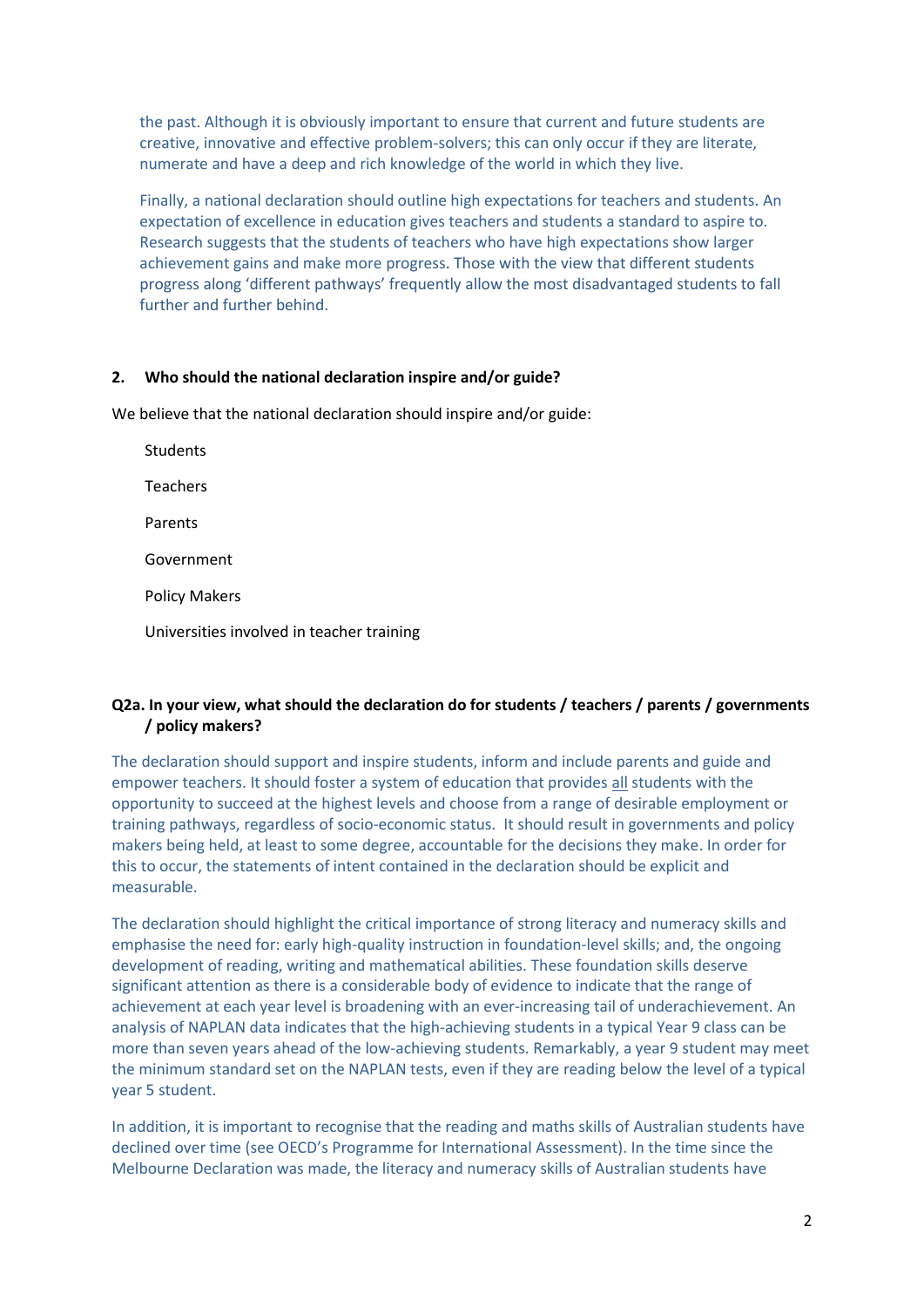the past. Although it is obviously important to ensure that current and future students are creative, innovative and effective problem-solvers; this can only occur if they are literate, numerate and have a deep and rich knowledge of the world in which they live.

Finally, a national declaration should outline high expectations for teachers and students. An expectation of excellence in education gives teachers and students a standard to aspire to. Research suggests that the students of teachers who have high expectations show larger achievement gains and make more progress. Those with the view that different students progress along 'different pathways' frequently allow the most disadvantaged students to fall further and further behind.

**2. Who should the national declaration inspire and/or guide?**

We believe that the national declaration should inspire and/or guide:

- Students
- Teachers
- Parents
- Government
- Policy Makers
- Universities involved in teacher training

**Q2a. In your view, what should the declaration do for students / teachers / parents / governments / policy makers?**

The declaration should support and inspire students, inform and include parents and guide and empower teachers. It should foster a system of education that provides all students with the opportunity to succeed at the highest levels and choose from a range of desirable employment or training pathways, regardless of socio-economic status. It should result in governments and policy makers being held, at least to some degree, accountable for the decisions they make. In order for this to occur, the statements of intent contained in the declaration should be explicit and measurable.

The declaration should highlight the critical importance of strong literacy and numeracy skills and emphasise the need for: early high-quality instruction in foundation-level skills; and, the ongoing development of reading, writing and mathematical abilities. These foundation skills deserve significant attention as there is a considerable body of evidence to indicate that the range of achievement at each year level is broadening with an ever-increasing tail of underachievement. An analysis of NAPLAN data indicates that the high-achieving students in a typical Year 9 class can be more than seven years ahead of the low-achieving students. Remarkably, a year 9 student may meet the minimum standard set on the NAPLAN tests, even if they are reading below the level of a typical year 5 student.

In addition, it is important to recognise that the reading and maths skills of Australian students have declined over time (see OECD's Programme for International Assessment). In the time since the Melbourne Declaration was made, the literacy and numeracy skills of Australian students have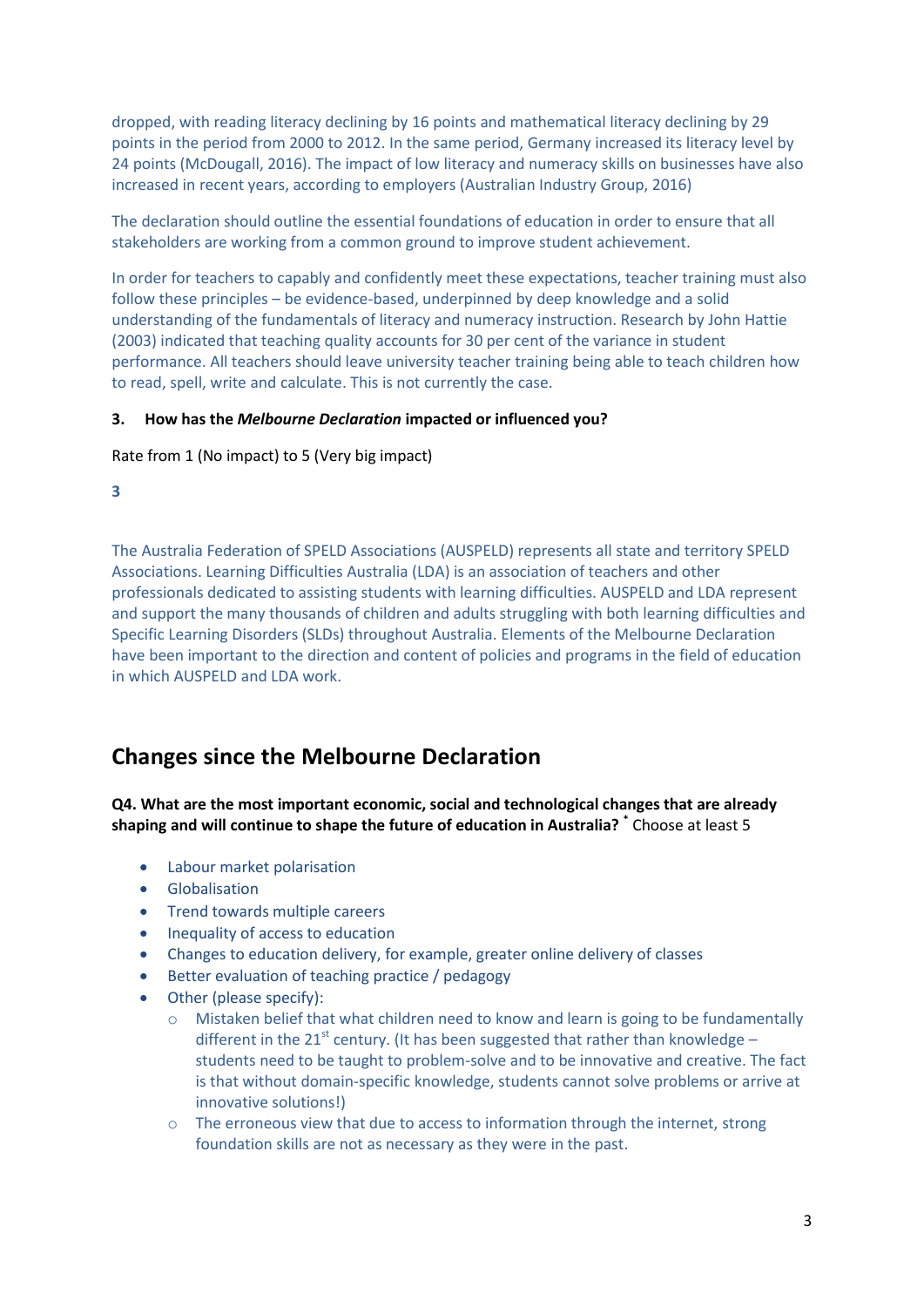dropped, with reading literacy declining by 16 points and mathematical literacy declining by 29 points in the period from 2000 to 2012. In the same period, Germany increased its literacy level by 24 points (McDougall, 2016). The impact of low literacy and numeracy skills on businesses have also increased in recent years, according to employers (Australian Industry Group, 2016)

The declaration should outline the essential foundations of education in order to ensure that all stakeholders are working from a common ground to improve student achievement.

In order for teachers to capably and confidently meet these expectations, teacher training must also follow these principles – be evidence-based, underpinned by deep knowledge and a solid understanding of the fundamentals of literacy and numeracy instruction. Research by John Hattie (2003) indicated that teaching quality accounts for 30 per cent of the variance in student performance. All teachers should leave university teacher training being able to teach children how to read, spell, write and calculate. This is not currently the case.

**3. How has the *Melbourne Declaration* impacted or influenced you?**

Rate from 1 (No impact) to 5 (Very big impact)

**3**

The Australia Federation of SPELD Associations (AUSPELD) represents all state and territory SPELD Associations. Learning Difficulties Australia (LDA) is an association of teachers and other professionals dedicated to assisting students with learning difficulties. AUSPELD and LDA represent and support the many thousands of children and adults struggling with both learning difficulties and Specific Learning Disorders (SLDs) throughout Australia. Elements of the Melbourne Declaration have been important to the direction and content of policies and programs in the field of education in which AUSPELD and LDA work.

## Changes since the Melbourne Declaration

**Q4. What are the most important economic, social and technological changes that are already shaping and will continue to shape the future of education in Australia? \*** Choose at least 5

- Labour market polarisation
- Globalisation
- Trend towards multiple careers
- Inequality of access to education
- Changes to education delivery, for example, greater online delivery of classes
- Better evaluation of teaching practice / pedagogy
- Other (please specify):
  - Mistaken belief that what children need to know and learn is going to be fundamentally different in the 21st century. (It has been suggested that rather than knowledge – students need to be taught to problem-solve and to be innovative and creative. The fact is that without domain-specific knowledge, students cannot solve problems or arrive at innovative solutions!)
  - The erroneous view that due to access to information through the internet, strong foundation skills are not as necessary as they were in the past.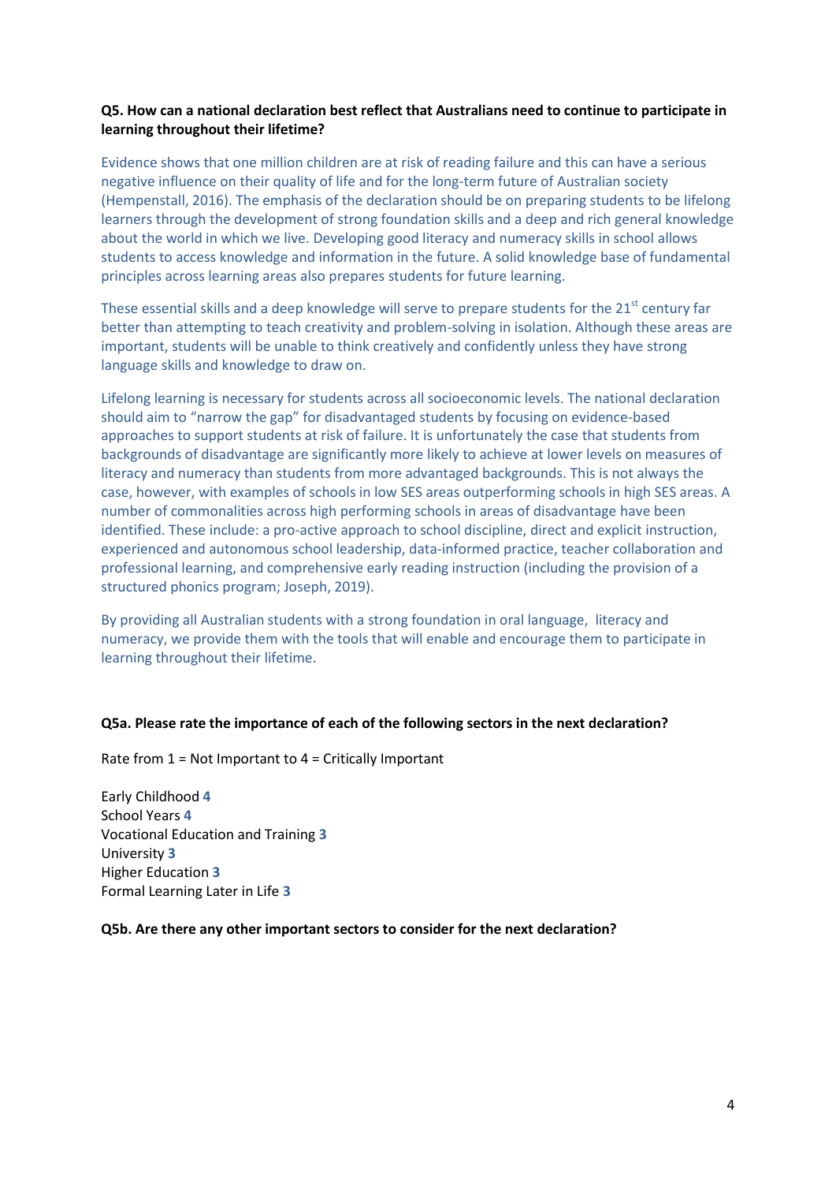**Q5. How can a national declaration best reflect that Australians need to continue to participate in learning throughout their lifetime?**

Evidence shows that one million children are at risk of reading failure and this can have a serious negative influence on their quality of life and for the long-term future of Australian society (Hempenstall, 2016). The emphasis of the declaration should be on preparing students to be lifelong learners through the development of strong foundation skills and a deep and rich general knowledge about the world in which we live. Developing good literacy and numeracy skills in school allows students to access knowledge and information in the future. A solid knowledge base of fundamental principles across learning areas also prepares students for future learning.

These essential skills and a deep knowledge will serve to prepare students for the 21st century far better than attempting to teach creativity and problem-solving in isolation. Although these areas are important, students will be unable to think creatively and confidently unless they have strong language skills and knowledge to draw on.

Lifelong learning is necessary for students across all socioeconomic levels. The national declaration should aim to "narrow the gap" for disadvantaged students by focusing on evidence-based approaches to support students at risk of failure. It is unfortunately the case that students from backgrounds of disadvantage are significantly more likely to achieve at lower levels on measures of literacy and numeracy than students from more advantaged backgrounds. This is not always the case, however, with examples of schools in low SES areas outperforming schools in high SES areas. A number of commonalities across high performing schools in areas of disadvantage have been identified. These include: a pro-active approach to school discipline, direct and explicit instruction, experienced and autonomous school leadership, data-informed practice, teacher collaboration and professional learning, and comprehensive early reading instruction (including the provision of a structured phonics program; Joseph, 2019).

By providing all Australian students with a strong foundation in oral language, literacy and numeracy, we provide them with the tools that will enable and encourage them to participate in learning throughout their lifetime.

**Q5a. Please rate the importance of each of the following sectors in the next declaration?**

Rate from 1 = Not Important to 4 = Critically Important

Early Childhood **4**
School Years **4**
Vocational Education and Training **3**
University **3**
Higher Education **3**
Formal Learning Later in Life **3**

**Q5b. Are there any other important sectors to consider for the next declaration?**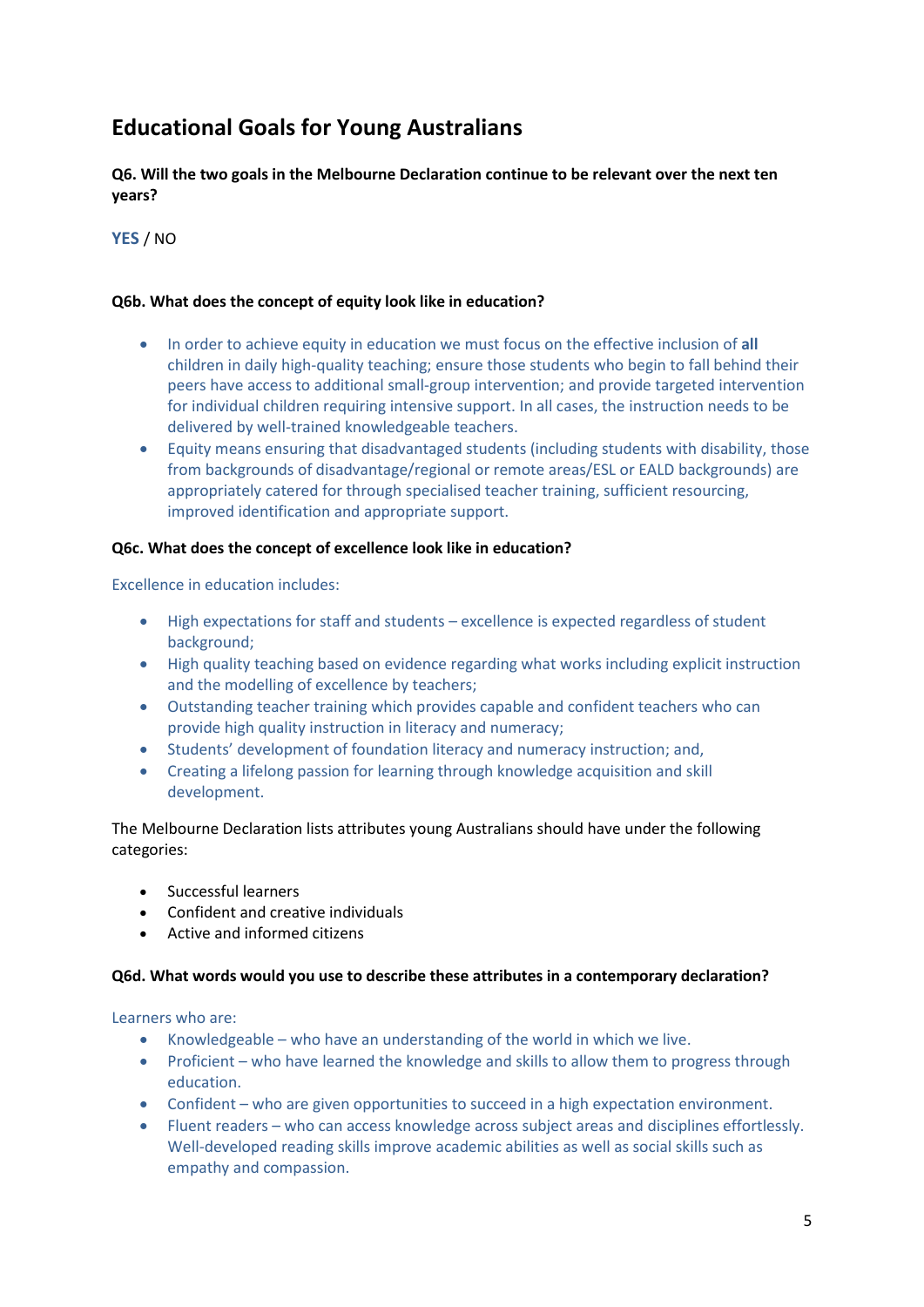## Educational Goals for Young Australians

**Q6. Will the two goals in the Melbourne Declaration continue to be relevant over the next ten years?**

**YES** / NO

**Q6b. What does the concept of equity look like in education?**

- In order to achieve equity in education we must focus on the effective inclusion of **all** children in daily high-quality teaching; ensure those students who begin to fall behind their peers have access to additional small-group intervention; and provide targeted intervention for individual children requiring intensive support. In all cases, the instruction needs to be delivered by well-trained knowledgeable teachers.
- Equity means ensuring that disadvantaged students (including students with disability, those from backgrounds of disadvantage/regional or remote areas/ESL or EALD backgrounds) are appropriately catered for through specialised teacher training, sufficient resourcing, improved identification and appropriate support.

**Q6c. What does the concept of excellence look like in education?**

Excellence in education includes:

- High expectations for staff and students – excellence is expected regardless of student background;
- High quality teaching based on evidence regarding what works including explicit instruction and the modelling of excellence by teachers;
- Outstanding teacher training which provides capable and confident teachers who can provide high quality instruction in literacy and numeracy;
- Students' development of foundation literacy and numeracy instruction; and,
- Creating a lifelong passion for learning through knowledge acquisition and skill development.

The Melbourne Declaration lists attributes young Australians should have under the following categories:

- Successful learners
- Confident and creative individuals
- Active and informed citizens

**Q6d. What words would you use to describe these attributes in a contemporary declaration?**

Learners who are:

- Knowledgeable – who have an understanding of the world in which we live.
- Proficient – who have learned the knowledge and skills to allow them to progress through education.
- Confident – who are given opportunities to succeed in a high expectation environment.
- Fluent readers – who can access knowledge across subject areas and disciplines effortlessly. Well-developed reading skills improve academic abilities as well as social skills such as empathy and compassion.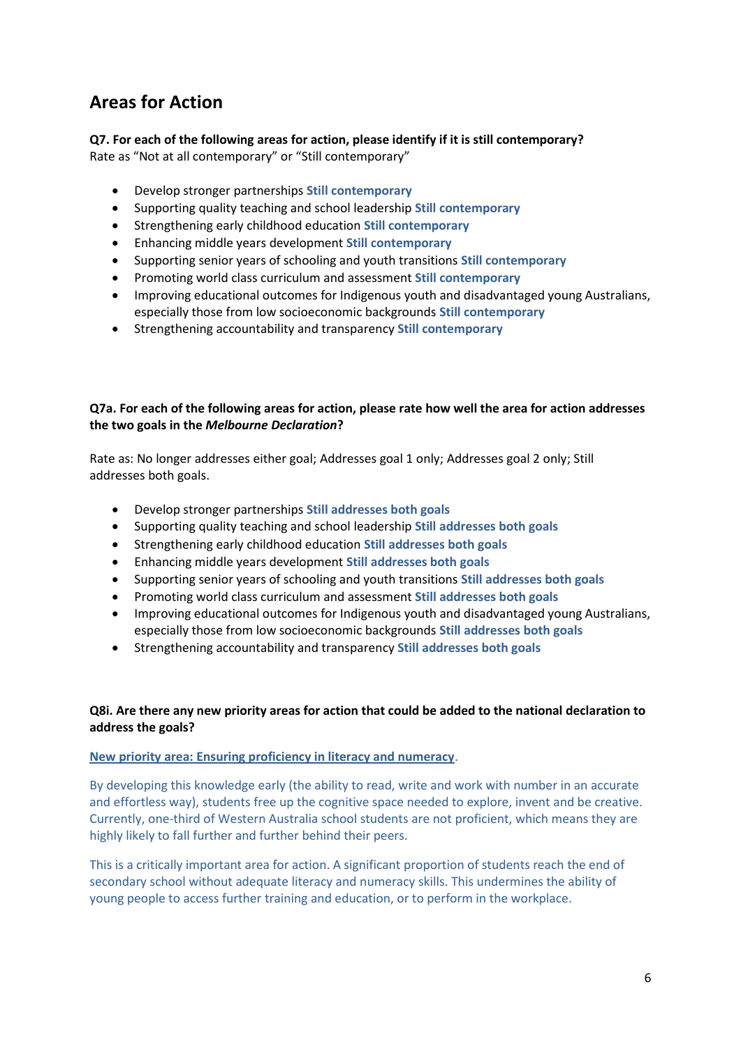## Areas for Action

**Q7. For each of the following areas for action, please identify if it is still contemporary?**
Rate as "Not at all contemporary" or "Still contemporary"

- Develop stronger partnerships **Still contemporary**
- Supporting quality teaching and school leadership **Still contemporary**
- Strengthening early childhood education **Still contemporary**
- Enhancing middle years development **Still contemporary**
- Supporting senior years of schooling and youth transitions **Still contemporary**
- Promoting world class curriculum and assessment **Still contemporary**
- Improving educational outcomes for Indigenous youth and disadvantaged young Australians, especially those from low socioeconomic backgrounds **Still contemporary**
- Strengthening accountability and transparency **Still contemporary**

**Q7a. For each of the following areas for action, please rate how well the area for action addresses the two goals in the *Melbourne Declaration*?**

Rate as: No longer addresses either goal; Addresses goal 1 only; Addresses goal 2 only; Still addresses both goals.

- Develop stronger partnerships **Still addresses both goals**
- Supporting quality teaching and school leadership **Still addresses both goals**
- Strengthening early childhood education **Still addresses both goals**
- Enhancing middle years development **Still addresses both goals**
- Supporting senior years of schooling and youth transitions **Still addresses both goals**
- Promoting world class curriculum and assessment **Still addresses both goals**
- Improving educational outcomes for Indigenous youth and disadvantaged young Australians, especially those from low socioeconomic backgrounds **Still addresses both goals**
- Strengthening accountability and transparency **Still addresses both goals**

**Q8i. Are there any new priority areas for action that could be added to the national declaration to address the goals?**

**New priority area: Ensuring proficiency in literacy and numeracy**.

By developing this knowledge early (the ability to read, write and work with number in an accurate and effortless way), students free up the cognitive space needed to explore, invent and be creative. Currently, one-third of Western Australia school students are not proficient, which means they are highly likely to fall further and further behind their peers.

This is a critically important area for action. A significant proportion of students reach the end of secondary school without adequate literacy and numeracy skills. This undermines the ability of young people to access further training and education, or to perform in the workplace.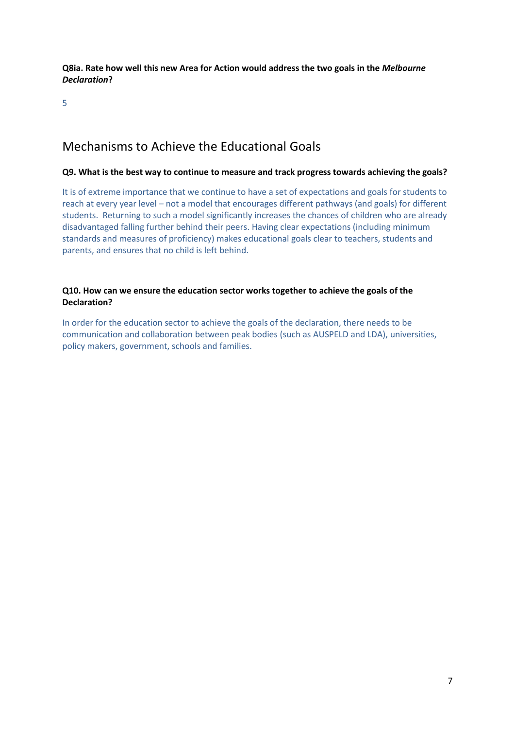**Q8ia. Rate how well this new Area for Action would address the two goals in the *Melbourne Declaration*?**

5

## Mechanisms to Achieve the Educational Goals

**Q9. What is the best way to continue to measure and track progress towards achieving the goals?**

It is of extreme importance that we continue to have a set of expectations and goals for students to reach at every year level – not a model that encourages different pathways (and goals) for different students. Returning to such a model significantly increases the chances of children who are already disadvantaged falling further behind their peers. Having clear expectations (including minimum standards and measures of proficiency) makes educational goals clear to teachers, students and parents, and ensures that no child is left behind.

**Q10. How can we ensure the education sector works together to achieve the goals of the Declaration?**

In order for the education sector to achieve the goals of the declaration, there needs to be communication and collaboration between peak bodies (such as AUSPELD and LDA), universities, policy makers, government, schools and families.